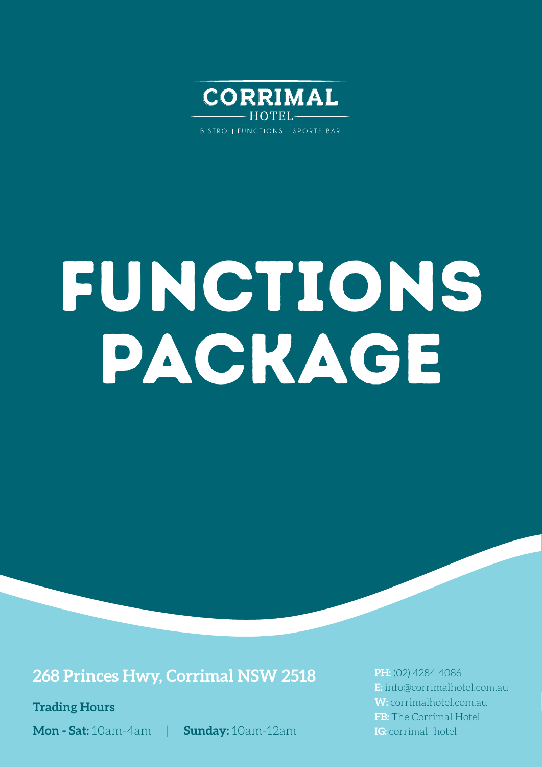CORRIMAL
HOTEL
BISTRO | FUNCTIONS | SPORTS BAR

# FUNCTIONS PACKAGE

**268 Princes Hwy, Corrimal NSW 2518**

**Trading Hours**

**Mon - Sat:** 10am-4am | **Sunday:** 10am-12am

**PH:** (02) 4284 4086
**E:** info@corrimalhotel.com.au
**W:** corrimalhotel.com.au
**FB:** The Corrimal Hotel
**IG:** corrimal_hotel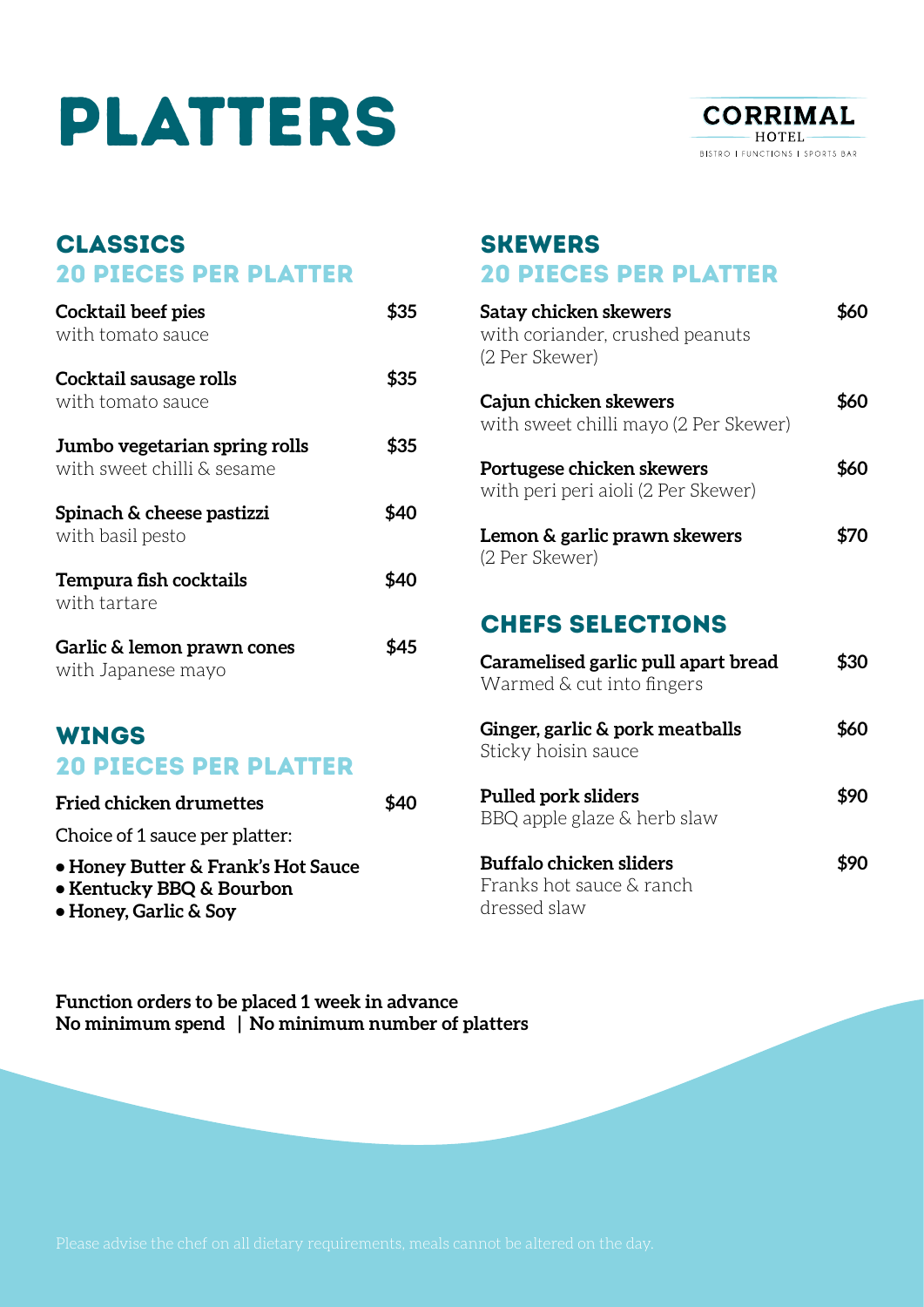# PLATTERS

CORRIMAL HOTEL
BISTRO | FUNCTIONS | SPORTS BAR

## CLASSICS
## 20 PIECES PER PLATTER

**Cocktail beef pies** **$35**
with tomato sauce

**Cocktail sausage rolls** **$35**
with tomato sauce

**Jumbo vegetarian spring rolls** **$35**
with sweet chilli & sesame

**Spinach & cheese pastizzi** **$40**
with basil pesto

**Tempura fish cocktails** **$40**
with tartare

**Garlic & lemon prawn cones** **$45**
with Japanese mayo

## WINGS
## 20 PIECES PER PLATTER

**Fried chicken drumettes** **$40**

Choice of 1 sauce per platter:

- **Honey Butter & Frank's Hot Sauce**
- **Kentucky BBQ & Bourbon**
- **Honey, Garlic & Soy**

## SKEWERS
## 20 PIECES PER PLATTER

**Satay chicken skewers** **$60**
with coriander, crushed peanuts
(2 Per Skewer)

**Cajun chicken skewers** **$60**
with sweet chilli mayo (2 Per Skewer)

**Portugese chicken skewers** **$60**
with peri peri aioli (2 Per Skewer)

**Lemon & garlic prawn skewers** **$70**
(2 Per Skewer)

## CHEFS SELECTIONS

**Caramelised garlic pull apart bread** **$30**
Warmed & cut into fingers

**Ginger, garlic & pork meatballs** **$60**
Sticky hoisin sauce

**Pulled pork sliders** **$90**
BBQ apple glaze & herb slaw

**Buffalo chicken sliders** **$90**
Franks hot sauce & ranch
dressed slaw

**Function orders to be placed 1 week in advance**
**No minimum spend | No minimum number of platters**

Please advise the chef on all dietary requirements, meals cannot be altered on the day.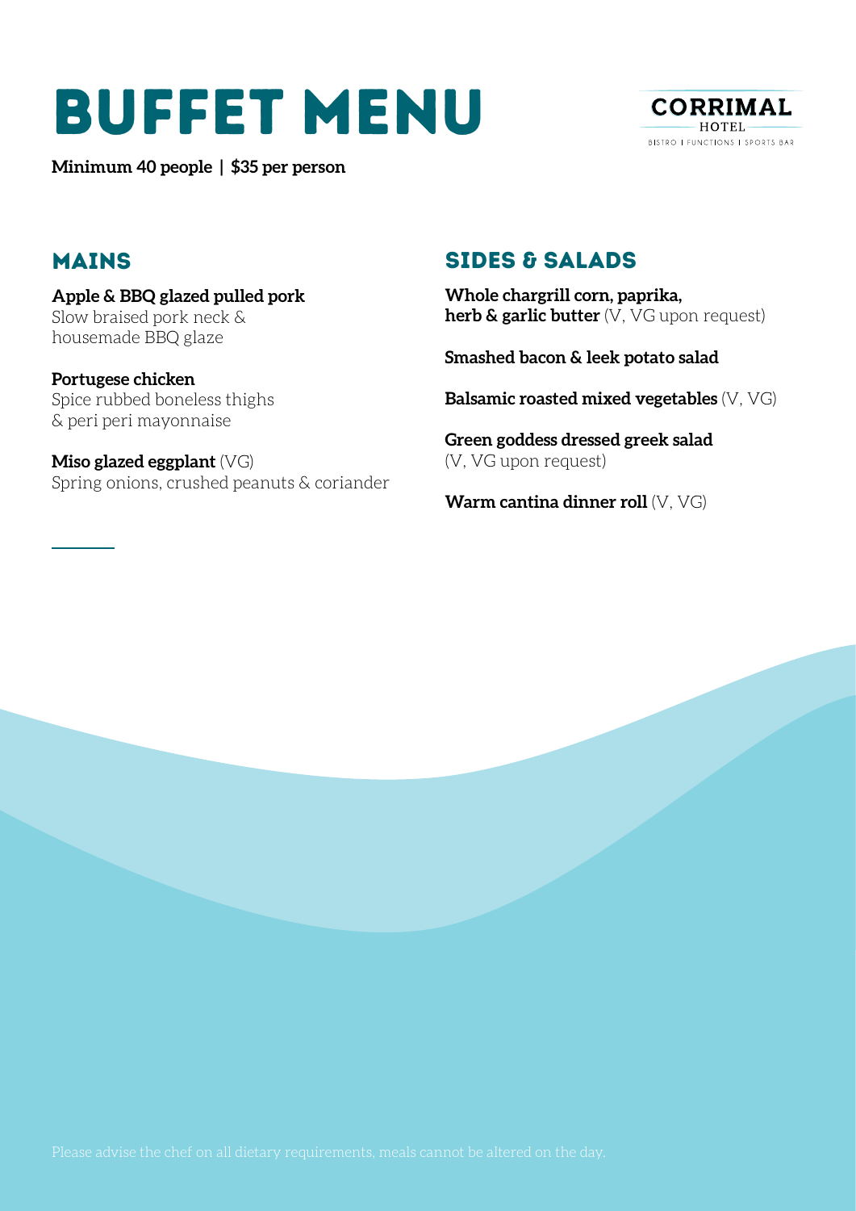# BUFFET MENU

CORRIMAL HOTEL
BISTRO | FUNCTIONS | SPORTS BAR

**Minimum 40 people | $35 per person**

## MAINS

**Apple & BBQ glazed pulled pork**
Slow braised pork neck & housemade BBQ glaze

**Portugese chicken**
Spice rubbed boneless thighs & peri peri mayonnaise

**Miso glazed eggplant** (VG)
Spring onions, crushed peanuts & coriander

## SIDES & SALADS

**Whole chargrill corn, paprika, herb & garlic butter** (V, VG upon request)

**Smashed bacon & leek potato salad**

**Balsamic roasted mixed vegetables** (V, VG)

**Green goddess dressed greek salad** (V, VG upon request)

**Warm cantina dinner roll** (V, VG)

Please advise the chef on all dietary requirements, meals cannot be altered on the day.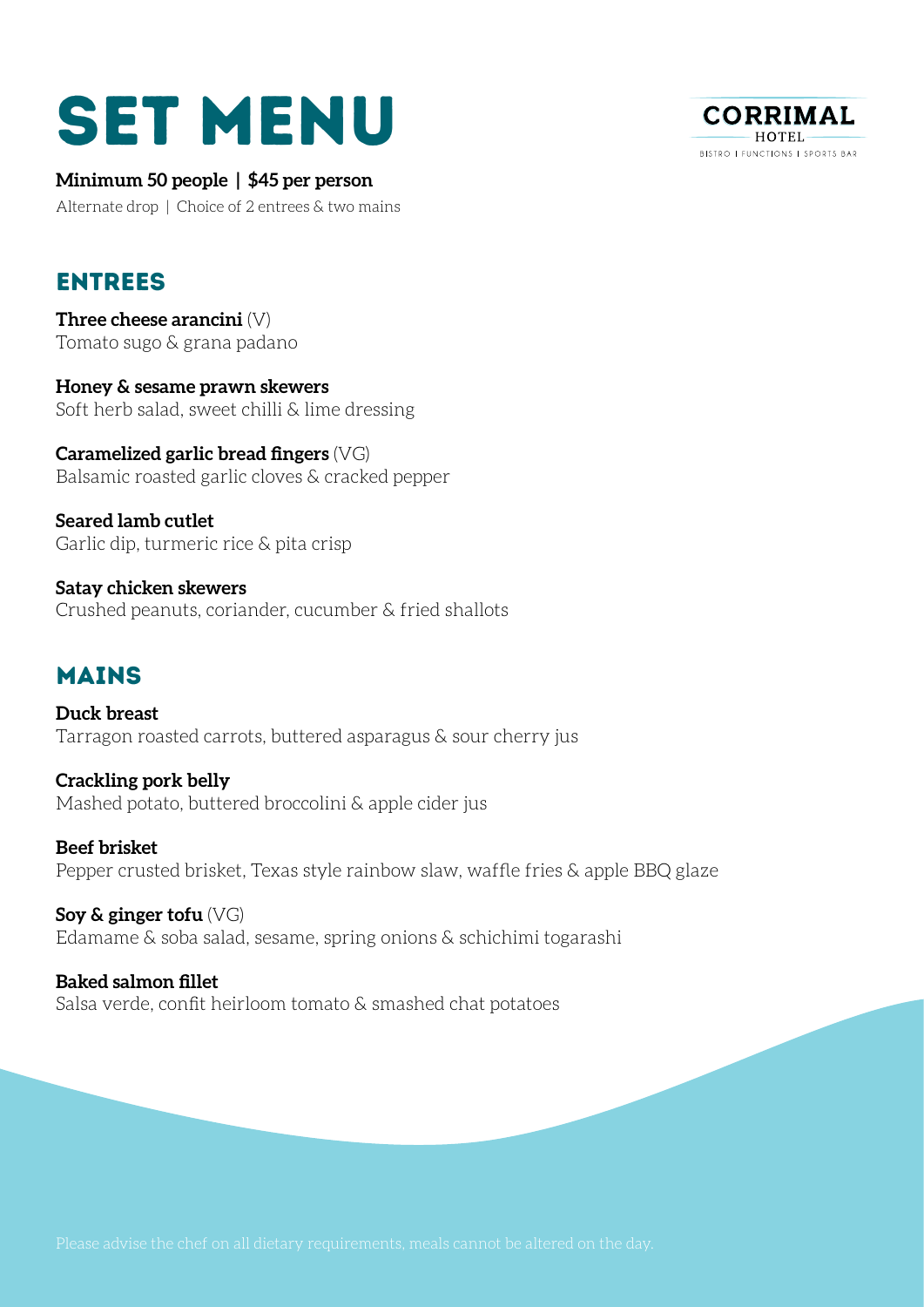# SET MENU

**CORRIMAL**
HOTEL
BISTRO | FUNCTIONS | SPORTS BAR

**Minimum 50 people | $45 per person**

Alternate drop | Choice of 2 entrees & two mains

## ENTREES

**Three cheese arancini** (V)
Tomato sugo & grana padano

**Honey & sesame prawn skewers**
Soft herb salad, sweet chilli & lime dressing

**Caramelized garlic bread fingers** (VG)
Balsamic roasted garlic cloves & cracked pepper

**Seared lamb cutlet**
Garlic dip, turmeric rice & pita crisp

**Satay chicken skewers**
Crushed peanuts, coriander, cucumber & fried shallots

## MAINS

**Duck breast**
Tarragon roasted carrots, buttered asparagus & sour cherry jus

**Crackling pork belly**
Mashed potato, buttered broccolini & apple cider jus

**Beef brisket**
Pepper crusted brisket, Texas style rainbow slaw, waffle fries & apple BBQ glaze

**Soy & ginger tofu** (VG)
Edamame & soba salad, sesame, spring onions & schichimi togarashi

**Baked salmon fillet**
Salsa verde, confit heirloom tomato & smashed chat potatoes

Please advise the chef on all dietary requirements, meals cannot be altered on the day.